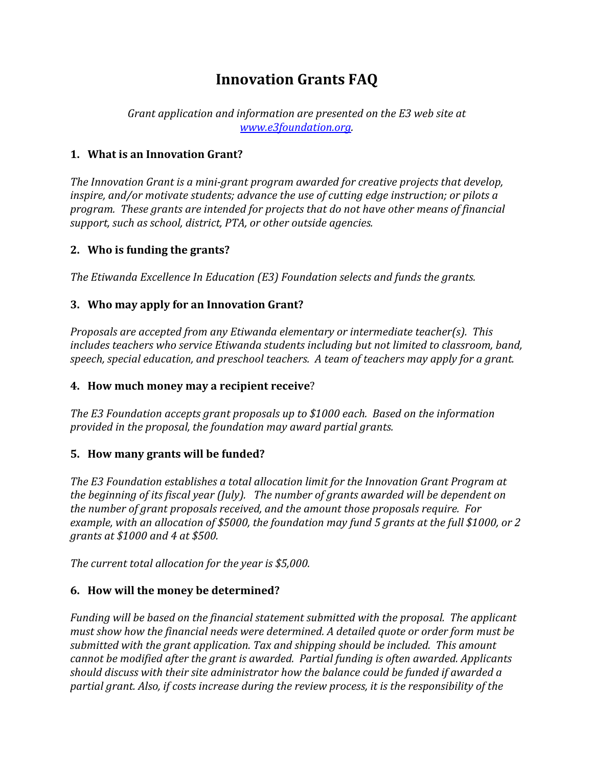# Innovation Grants FAQ

*Grant application and information are presented on the E3 web site at [www.e3foundation.org](http://www.e3foundation.org).*

### 1. What is an Innovation Grant?

*The Innovation Grant is a mini-grant program awarded for creative projects that develop, inspire, and/or motivate students; advance the use of cutting edge instruction; or pilots a program. These grants are intended for projects that do not have other means of financial support, such as school, district, PTA, or other outside agencies.*

### 2. Who is funding the grants?

*The Etiwanda Excellence In Education (E3) Foundation selects and funds the grants.*

### 3. Who may apply for an Innovation Grant?

*Proposals are accepted from any Etiwanda elementary or intermediate teacher(s). This includes teachers who service Etiwanda students including but not limited to classroom, band, speech, special education, and preschool teachers. A team of teachers may apply for a grant.*

### 4. How much money may a recipient receive?

*The E3 Foundation accepts grant proposals up to $1000 each. Based on the information provided in the proposal, the foundation may award partial grants.*

### 5. How many grants will be funded?

*The E3 Foundation establishes a total allocation limit for the Innovation Grant Program at the beginning of its fiscal year (July). The number of grants awarded will be dependent on the number of grant proposals received, and the amount those proposals require. For example, with an allocation of $5000, the foundation may fund 5 grants at the full $1000, or 2 grants at $1000 and 4 at $500.*

*The current total allocation for the year is $5,000.*

### 6. How will the money be determined?

*Funding will be based on the financial statement submitted with the proposal. The applicant must show how the financial needs were determined. A detailed quote or order form must be submitted with the grant application. Tax and shipping should be included. This amount cannot be modified after the grant is awarded. Partial funding is often awarded. Applicants should discuss with their site administrator how the balance could be funded if awarded a partial grant. Also, if costs increase during the review process, it is the responsibility of the*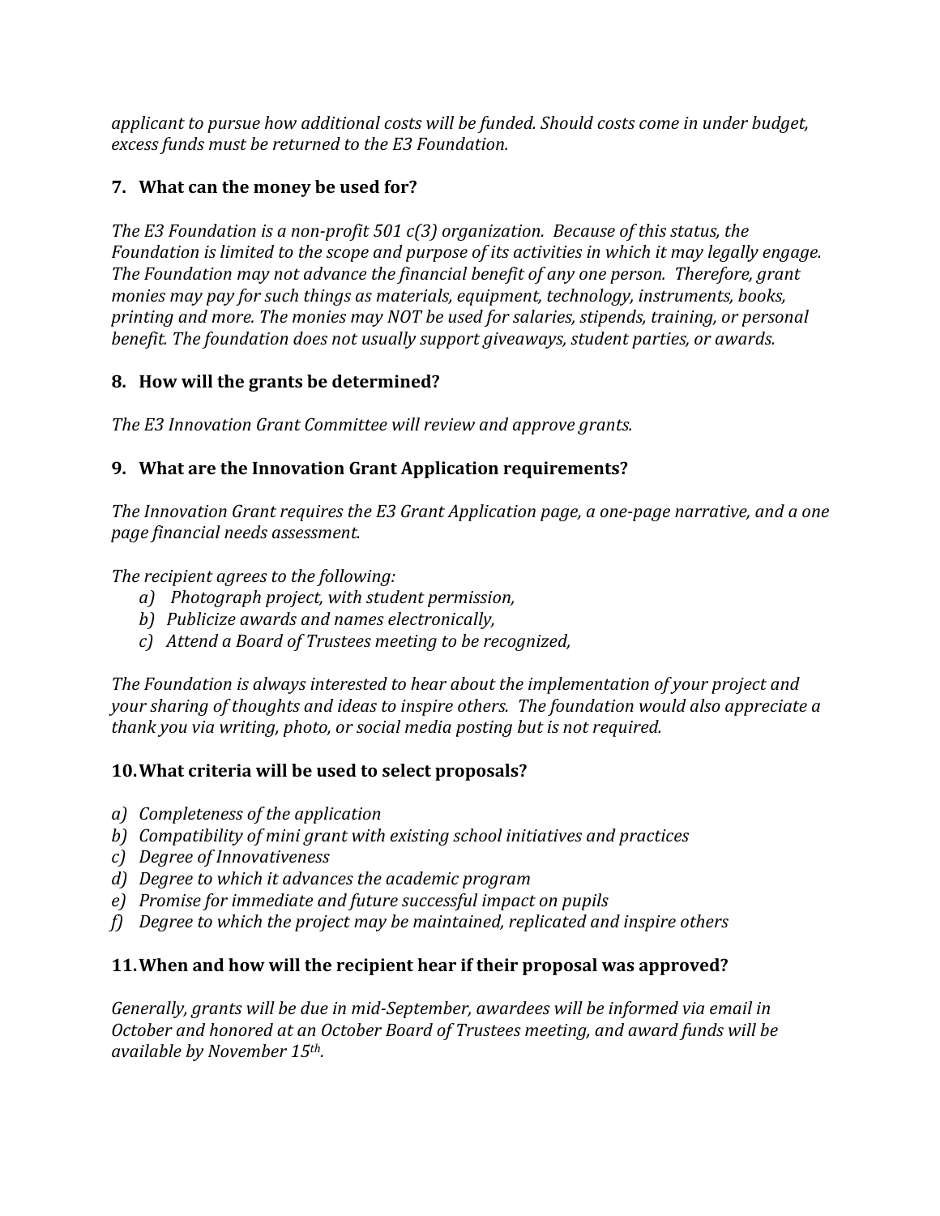*applicant to pursue how additional costs will be funded. Should costs come in under budget, excess funds must be returned to the E3 Foundation.*

### 7. What can the money be used for?

*The E3 Foundation is a non-profit 501 c(3) organization. Because of this status, the Foundation is limited to the scope and purpose of its activities in which it may legally engage. The Foundation may not advance the financial benefit of any one person. Therefore, grant monies may pay for such things as materials, equipment, technology, instruments, books, printing and more. The monies may NOT be used for salaries, stipends, training, or personal benefit. The foundation does not usually support giveaways, student parties, or awards.*

### 8. How will the grants be determined?

*The E3 Innovation Grant Committee will review and approve grants.*

### 9. What are the Innovation Grant Application requirements?

*The Innovation Grant requires the E3 Grant Application page, a one-page narrative, and a one page financial needs assessment.*

*The recipient agrees to the following:*

*a) Photograph project, with student permission,*
*b) Publicize awards and names electronically,*
*c) Attend a Board of Trustees meeting to be recognized,*

*The Foundation is always interested to hear about the implementation of your project and your sharing of thoughts and ideas to inspire others. The foundation would also appreciate a thank you via writing, photo, or social media posting but is not required.*

### 10. What criteria will be used to select proposals?

*a) Completeness of the application*
*b) Compatibility of mini grant with existing school initiatives and practices*
*c) Degree of Innovativeness*
*d) Degree to which it advances the academic program*
*e) Promise for immediate and future successful impact on pupils*
*f) Degree to which the project may be maintained, replicated and inspire others*

### 11. When and how will the recipient hear if their proposal was approved?

*Generally, grants will be due in mid-September, awardees will be informed via email in October and honored at an October Board of Trustees meeting, and award funds will be available by November 15th.*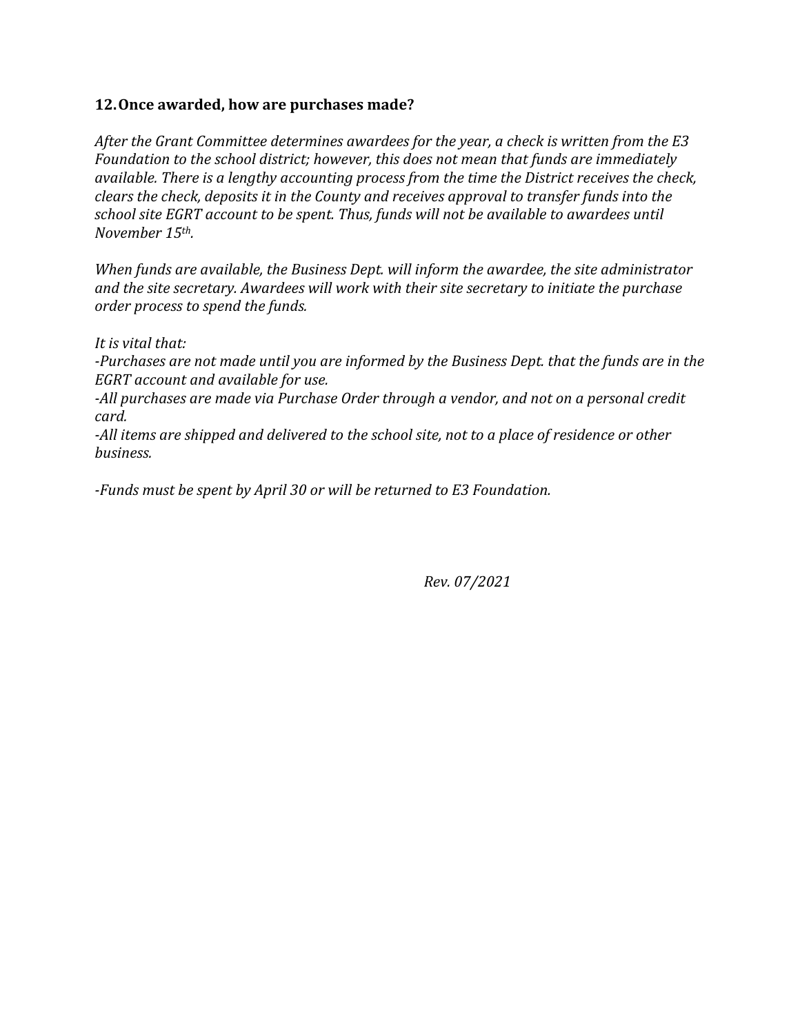### 12. Once awarded, how are purchases made?

*After the Grant Committee determines awardees for the year, a check is written from the E3 Foundation to the school district; however, this does not mean that funds are immediately available. There is a lengthy accounting process from the time the District receives the check, clears the check, deposits it in the County and receives approval to transfer funds into the school site EGRT account to be spent. Thus, funds will not be available to awardees until November 15th.*

*When funds are available, the Business Dept. will inform the awardee, the site administrator and the site secretary. Awardees will work with their site secretary to initiate the purchase order process to spend the funds.*

*It is vital that:*
*-Purchases are not made until you are informed by the Business Dept. that the funds are in the EGRT account and available for use.*
*-All purchases are made via Purchase Order through a vendor, and not on a personal credit card.*
*-All items are shipped and delivered to the school site, not to a place of residence or other business.*

*-Funds must be spent by April 30 or will be returned to E3 Foundation.*

*Rev. 07/2021*